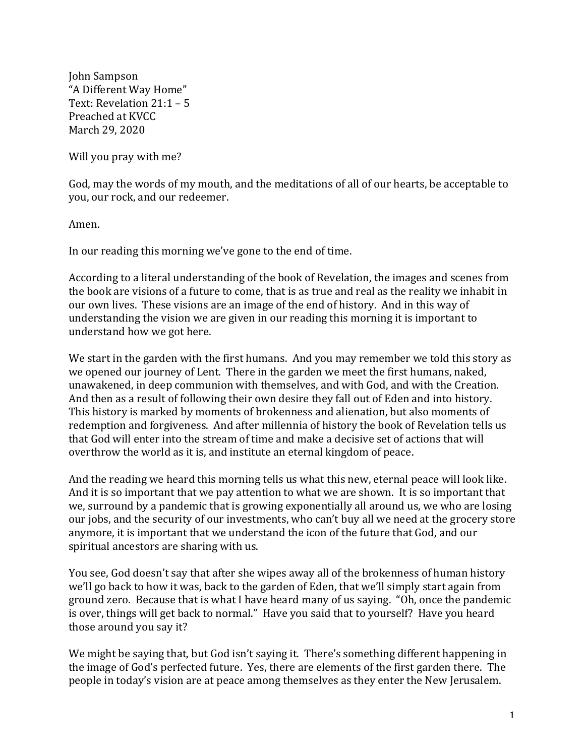John Sampson  
"A Different Way Home"  
Text: Revelation 21:1 – 5  
Preached at KVCC  
March 29, 2020

Will you pray with me?

God, may the words of my mouth, and the meditations of all of our hearts, be acceptable to you, our rock, and our redeemer.

Amen.

In our reading this morning we've gone to the end of time.

According to a literal understanding of the book of Revelation, the images and scenes from the book are visions of a future to come, that is as true and real as the reality we inhabit in our own lives. These visions are an image of the end of history. And in this way of understanding the vision we are given in our reading this morning it is important to understand how we got here.

We start in the garden with the first humans. And you may remember we told this story as we opened our journey of Lent. There in the garden we meet the first humans, naked, unawakened, in deep communion with themselves, and with God, and with the Creation. And then as a result of following their own desire they fall out of Eden and into history. This history is marked by moments of brokenness and alienation, but also moments of redemption and forgiveness. And after millennia of history the book of Revelation tells us that God will enter into the stream of time and make a decisive set of actions that will overthrow the world as it is, and institute an eternal kingdom of peace.

And the reading we heard this morning tells us what this new, eternal peace will look like. And it is so important that we pay attention to what we are shown. It is so important that we, surround by a pandemic that is growing exponentially all around us, we who are losing our jobs, and the security of our investments, who can't buy all we need at the grocery store anymore, it is important that we understand the icon of the future that God, and our spiritual ancestors are sharing with us.

You see, God doesn't say that after she wipes away all of the brokenness of human history we'll go back to how it was, back to the garden of Eden, that we'll simply start again from ground zero. Because that is what I have heard many of us saying. "Oh, once the pandemic is over, things will get back to normal." Have you said that to yourself? Have you heard those around you say it?

We might be saying that, but God isn't saying it. There's something different happening in the image of God's perfected future. Yes, there are elements of the first garden there. The people in today's vision are at peace among themselves as they enter the New Jerusalem.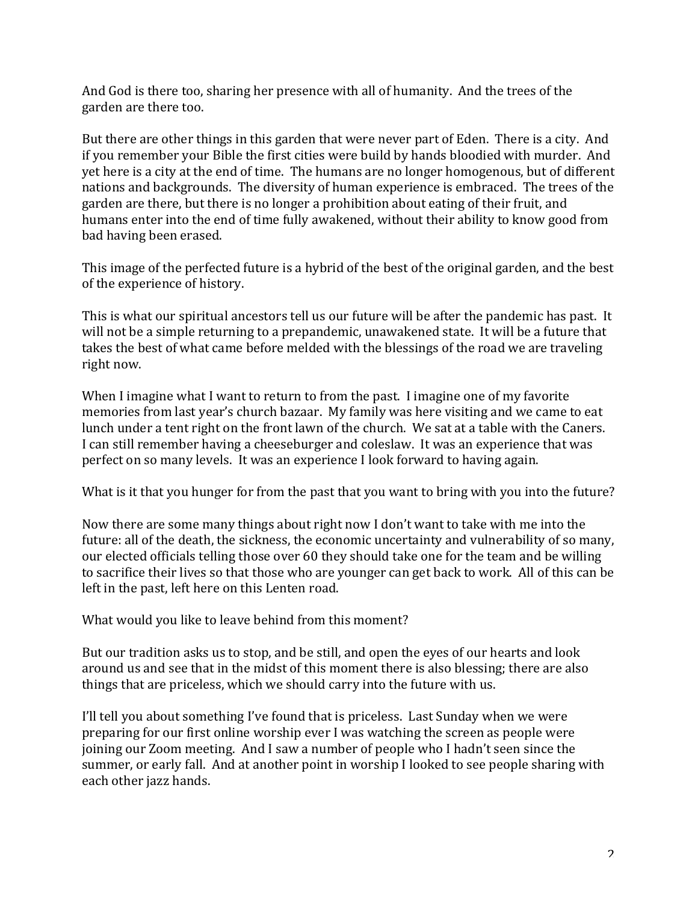And God is there too, sharing her presence with all of humanity. And the trees of the garden are there too.

But there are other things in this garden that were never part of Eden. There is a city. And if you remember your Bible the first cities were build by hands bloodied with murder. And yet here is a city at the end of time. The humans are no longer homogenous, but of different nations and backgrounds. The diversity of human experience is embraced. The trees of the garden are there, but there is no longer a prohibition about eating of their fruit, and humans enter into the end of time fully awakened, without their ability to know good from bad having been erased.

This image of the perfected future is a hybrid of the best of the original garden, and the best of the experience of history.

This is what our spiritual ancestors tell us our future will be after the pandemic has past. It will not be a simple returning to a prepandemic, unawakened state. It will be a future that takes the best of what came before melded with the blessings of the road we are traveling right now.

When I imagine what I want to return to from the past. I imagine one of my favorite memories from last year's church bazaar. My family was here visiting and we came to eat lunch under a tent right on the front lawn of the church. We sat at a table with the Caners. I can still remember having a cheeseburger and coleslaw. It was an experience that was perfect on so many levels. It was an experience I look forward to having again.

What is it that you hunger for from the past that you want to bring with you into the future?

Now there are some many things about right now I don't want to take with me into the future: all of the death, the sickness, the economic uncertainty and vulnerability of so many, our elected officials telling those over 60 they should take one for the team and be willing to sacrifice their lives so that those who are younger can get back to work. All of this can be left in the past, left here on this Lenten road.

What would you like to leave behind from this moment?

But our tradition asks us to stop, and be still, and open the eyes of our hearts and look around us and see that in the midst of this moment there is also blessing; there are also things that are priceless, which we should carry into the future with us.

I'll tell you about something I've found that is priceless. Last Sunday when we were preparing for our first online worship ever I was watching the screen as people were joining our Zoom meeting. And I saw a number of people who I hadn't seen since the summer, or early fall. And at another point in worship I looked to see people sharing with each other jazz hands.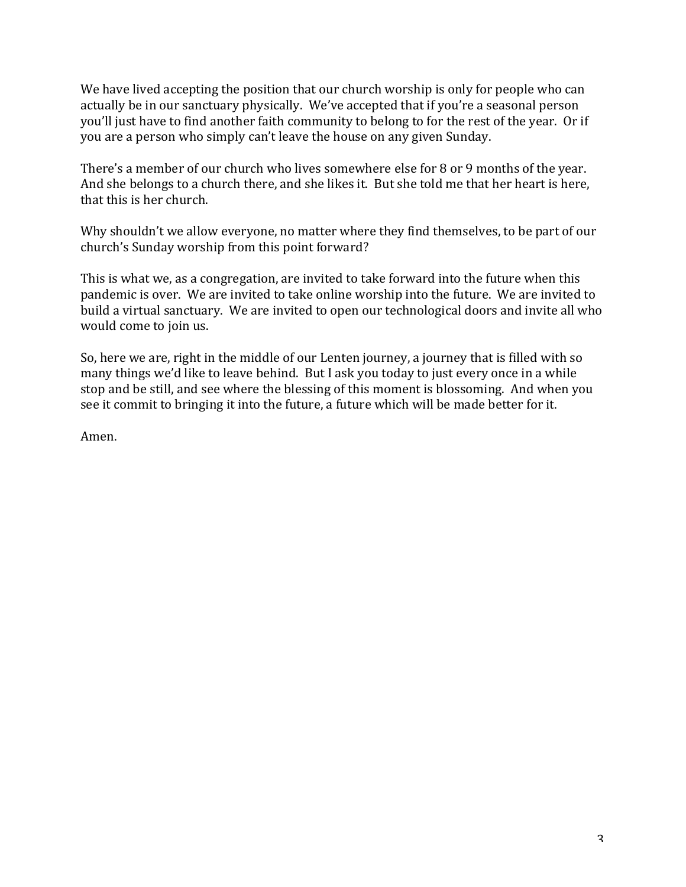We have lived accepting the position that our church worship is only for people who can actually be in our sanctuary physically. We've accepted that if you're a seasonal person you'll just have to find another faith community to belong to for the rest of the year. Or if you are a person who simply can't leave the house on any given Sunday.

There's a member of our church who lives somewhere else for 8 or 9 months of the year. And she belongs to a church there, and she likes it. But she told me that her heart is here, that this is her church.

Why shouldn't we allow everyone, no matter where they find themselves, to be part of our church's Sunday worship from this point forward?

This is what we, as a congregation, are invited to take forward into the future when this pandemic is over. We are invited to take online worship into the future. We are invited to build a virtual sanctuary. We are invited to open our technological doors and invite all who would come to join us.

So, here we are, right in the middle of our Lenten journey, a journey that is filled with so many things we'd like to leave behind. But I ask you today to just every once in a while stop and be still, and see where the blessing of this moment is blossoming. And when you see it commit to bringing it into the future, a future which will be made better for it.

Amen.